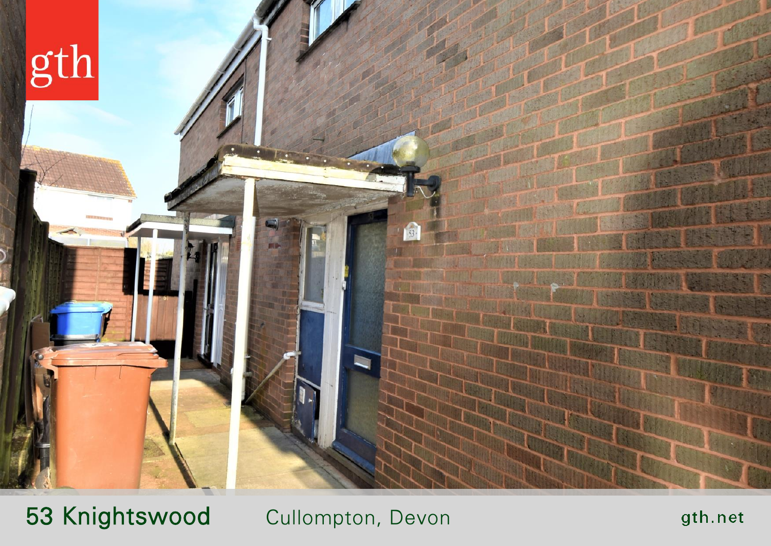gth

53 Knightswood

Cullompton, Devon

gth.net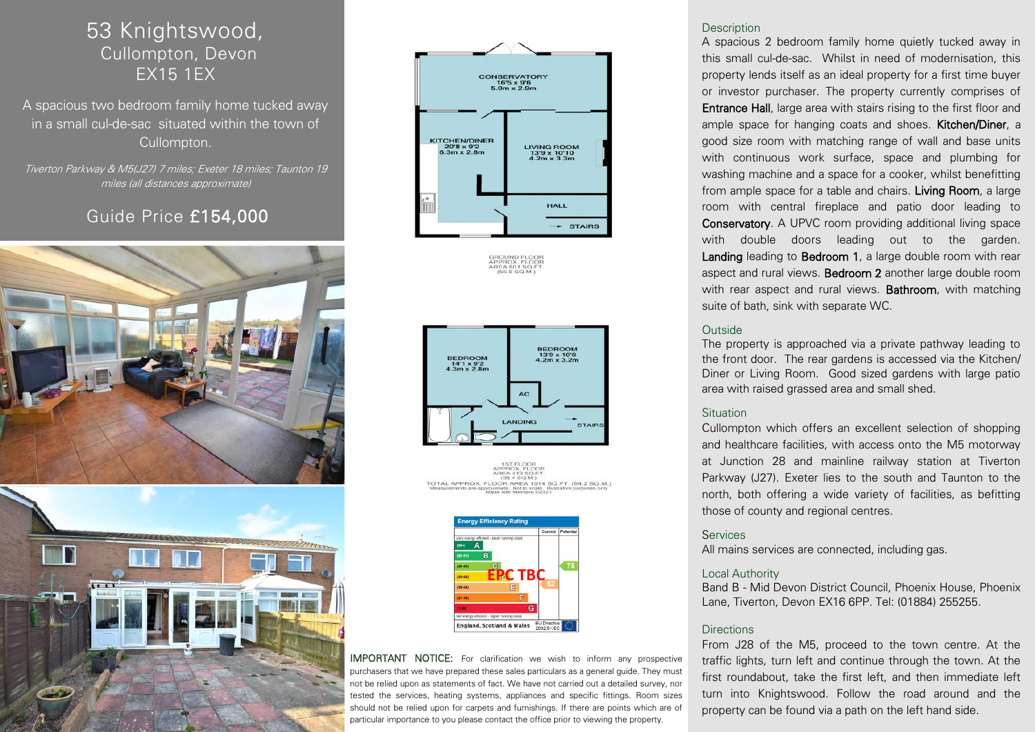# 53 Knightswood,
## Cullompton, Devon
## EX15 1EX

A spacious two bedroom family home tucked away in a small cul-de-sac situated within the town of Cullompton.

*Tiverton Parkway & M5(J27) 7 miles; Exeter 18 miles; Taunton 19 miles (all distances approximate)*

Guide Price **£154,000**

CONSERVATORY
16'5 x 9'6
5.0m x 2.9m

KITCHEN/DINER
20'8 x 9'2
6.3m x 2.8m

LIVING ROOM
13'9 x 10'10
4.2m x 3.3m

HALL

STAIRS

GROUND FLOOR
APPROX. FLOOR
AREA 601 SQ.FT.
(55.8 SQ.M.)

BEDROOM
14'1 x 9'2
4.3m x 2.8m

BEDROOM
13'9 x 10'6
4.2m x 3.2m

AC

LANDING

STAIRS

1ST FLOOR
APPROX. FLOOR
AREA 413 SQ.FT.
(38.4 SQ.M.)

TOTAL APPROX. FLOOR AREA 1014 SQ.FT. (94.2 SQ.M.)
Measurements are approximate. Not to scale. Illustrative purposes only
Made with Metropix ©2021

Energy Efficiency Rating

Current | Potential

Very energy efficient - lower running costs

(92+) A
(81-91) B
(69-80) C
(55-68) D
(39-54) E
(21-38) F
(1-20) G

Not energy efficient - higher running costs

76

52

EPC TBC

England, Scotland & Wales

EU Directive 2002/91/EC

**IMPORTANT NOTICE:** For clarification we wish to inform any prospective purchasers that we have prepared these sales particulars as a general guide. They must not be relied upon as statements of fact. We have not carried out a detailed survey, nor tested the services, heating systems, appliances and specific fittings. Room sizes should not be relied upon for carpets and furnishings. If there are points which are of particular importance to you please contact the office prior to viewing the property.

## Description

A spacious 2 bedroom family home quietly tucked away in this small cul-de-sac. Whilst in need of modernisation, this property lends itself as an ideal property for a first time buyer or investor purchaser. The property currently comprises of **Entrance Hall**, large area with stairs rising to the first floor and ample space for hanging coats and shoes. **Kitchen/Diner**, a good size room with matching range of wall and base units with continuous work surface, space and plumbing for washing machine and a space for a cooker, whilst benefitting from ample space for a table and chairs. **Living Room**, a large room with central fireplace and patio door leading to **Conservatory**. A UPVC room providing additional living space with double doors leading out to the garden. **Landing** leading to **Bedroom 1**, a large double room with rear aspect and rural views. **Bedroom 2** another large double room with rear aspect and rural views. **Bathroom**, with matching suite of bath, sink with separate WC.

## Outside

The property is approached via a private pathway leading to the front door. The rear gardens is accessed via the Kitchen/ Diner or Living Room. Good sized gardens with large patio area with raised grassed area and small shed.

## Situation

Cullompton which offers an excellent selection of shopping and healthcare facilities, with access onto the M5 motorway at Junction 28 and mainline railway station at Tiverton Parkway (J27). Exeter lies to the south and Taunton to the north, both offering a wide variety of facilities, as befitting those of county and regional centres.

## Services

All mains services are connected, including gas.

## Local Authority

Band B - Mid Devon District Council, Phoenix House, Phoenix Lane, Tiverton, Devon EX16 6PP. Tel: (01884) 255255.

## Directions

From J28 of the M5, proceed to the town centre. At the traffic lights, turn left and continue through the town. At the first roundabout, take the first left, and then immediate left turn into Knightswood. Follow the road around and the property can be found via a path on the left hand side.